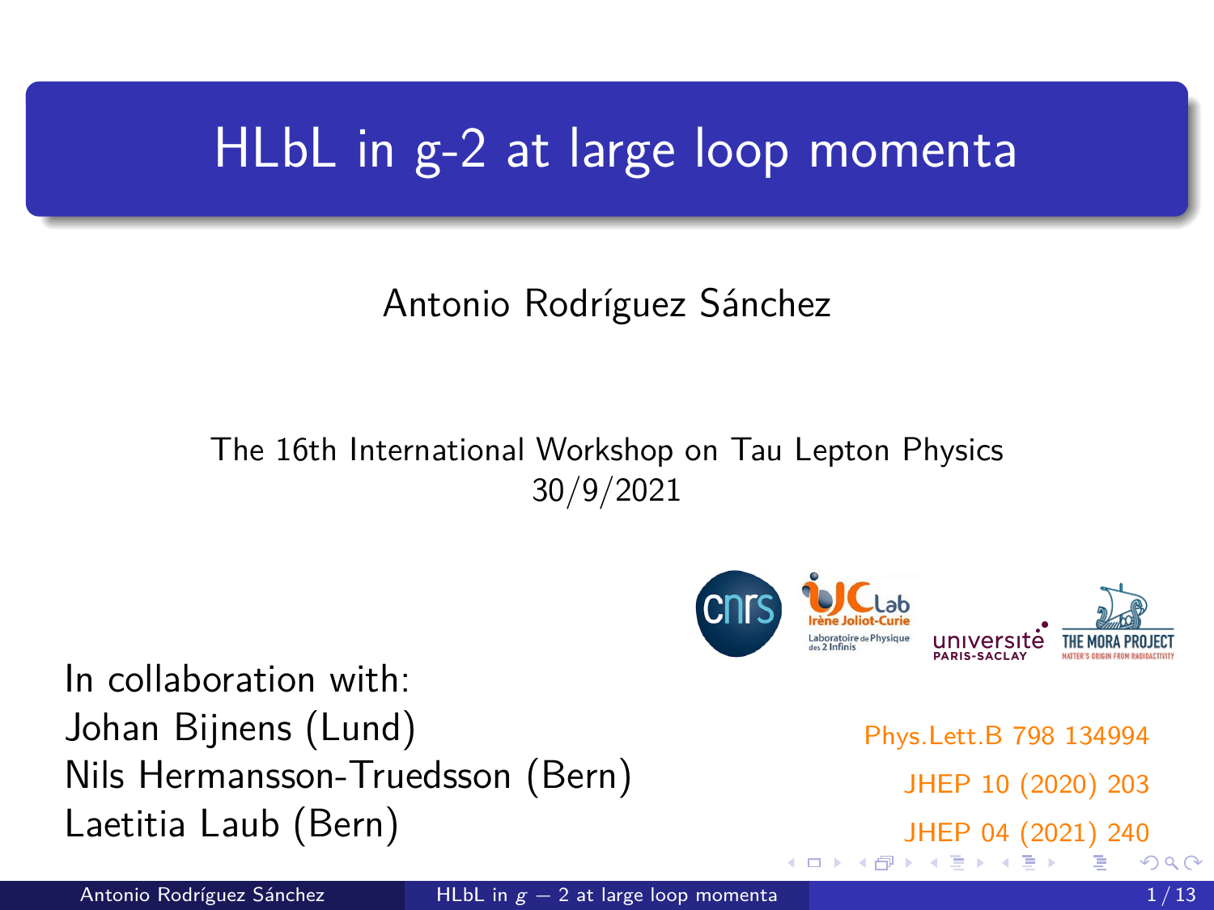# HLbL in g-2 at large loop momenta

Antonio Rodríguez Sánchez

The 16th International Workshop on Tau Lepton Physics
30/9/2021

In collaboration with:
Johan Bijnens (Lund)
Nils Hermansson-Truedsson (Bern)
Laetitia Laub (Bern)

Phys.Lett.B 798 134994

JHEP 10 (2020) 203

JHEP 04 (2021) 240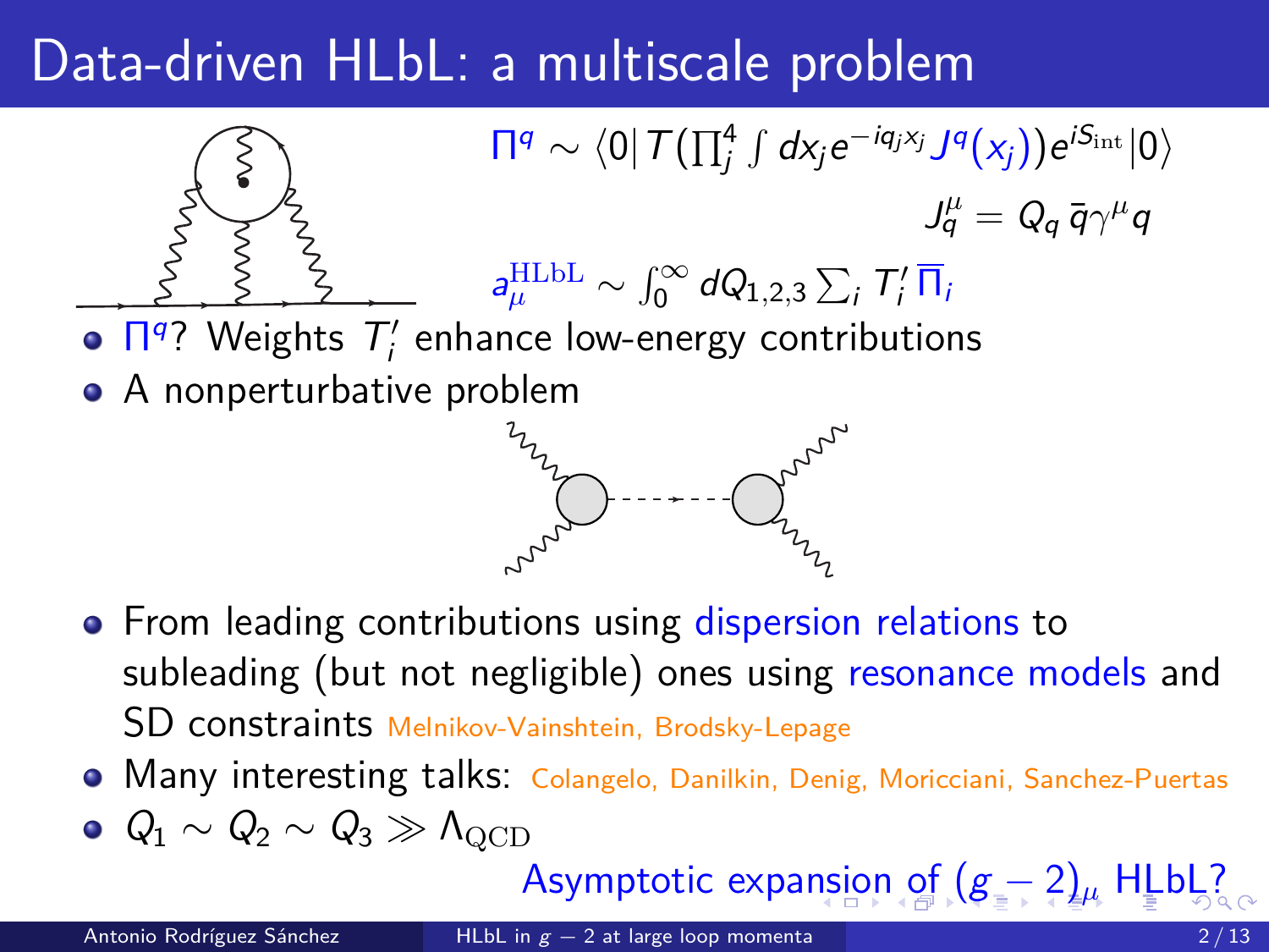# Data-driven HLbL: a multiscale problem

$$\Pi^q \sim \langle 0| T\left(\prod_j^4 \int dx_j e^{-iq_j x_j} J^q(x_j)\right) e^{iS_{\rm int}} |0\rangle$$

$$J_q^\mu = Q_q \, \bar{q}\gamma^\mu q$$

$$a_\mu^{\rm HLbL} \sim \int_0^\infty dQ_{1,2,3} \sum_i T_i' \, \overline{\Pi}_i$$

- $\Pi^q$? Weights $T_i'$ enhance low-energy contributions
- A nonperturbative problem
- From leading contributions using dispersion relations to subleading (but not negligible) ones using resonance models and SD constraints Melnikov-Vainshtein, Brodsky-Lepage
- Many interesting talks: Colangelo, Danilkin, Denig, Moricciani, Sanchez-Puertas
- $Q_1 \sim Q_2 \sim Q_3 \gg \Lambda_{\rm QCD}$

Asymptotic expansion of $(g-2)_\mu$ HLbL?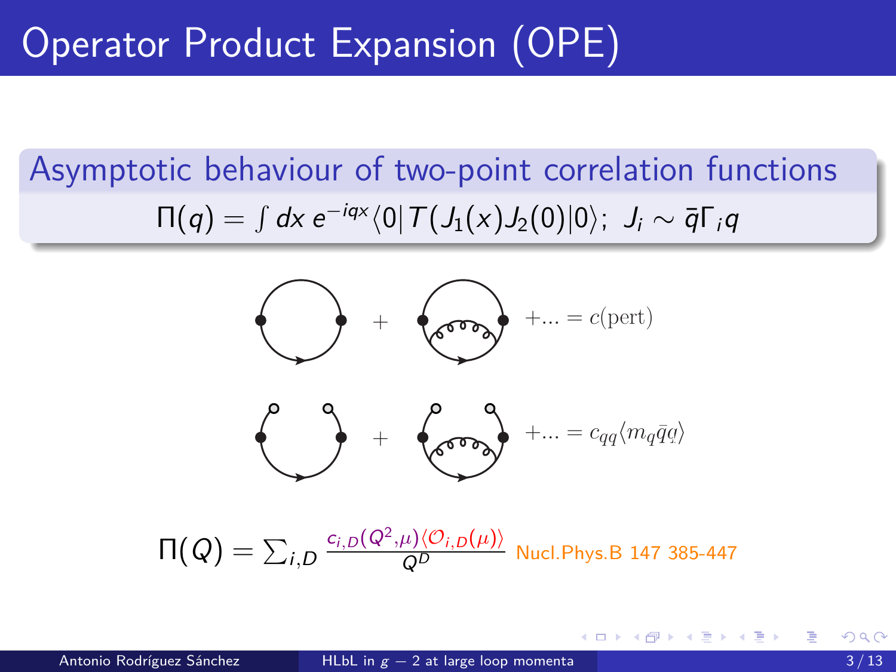# Operator Product Expansion (OPE)

## Asymptotic behaviour of two-point correlation functions

$$\Pi(q) = \int dx\, e^{-iqx}\langle 0|T(J_1(x)J_2(0)|0\rangle;\ J_i \sim \bar{q}\Gamma_i q$$

$$+ \ldots = c(\text{pert})$$

$$+ \ldots = c_{qq}\langle m_q \bar{q}q\rangle$$

$$\Pi(Q) = \sum_{i,D} \frac{c_{i,D}(Q^2,\mu)\langle \mathcal{O}_{i,D}(\mu)\rangle}{Q^D}$$ Nucl.Phys.B 147 385-447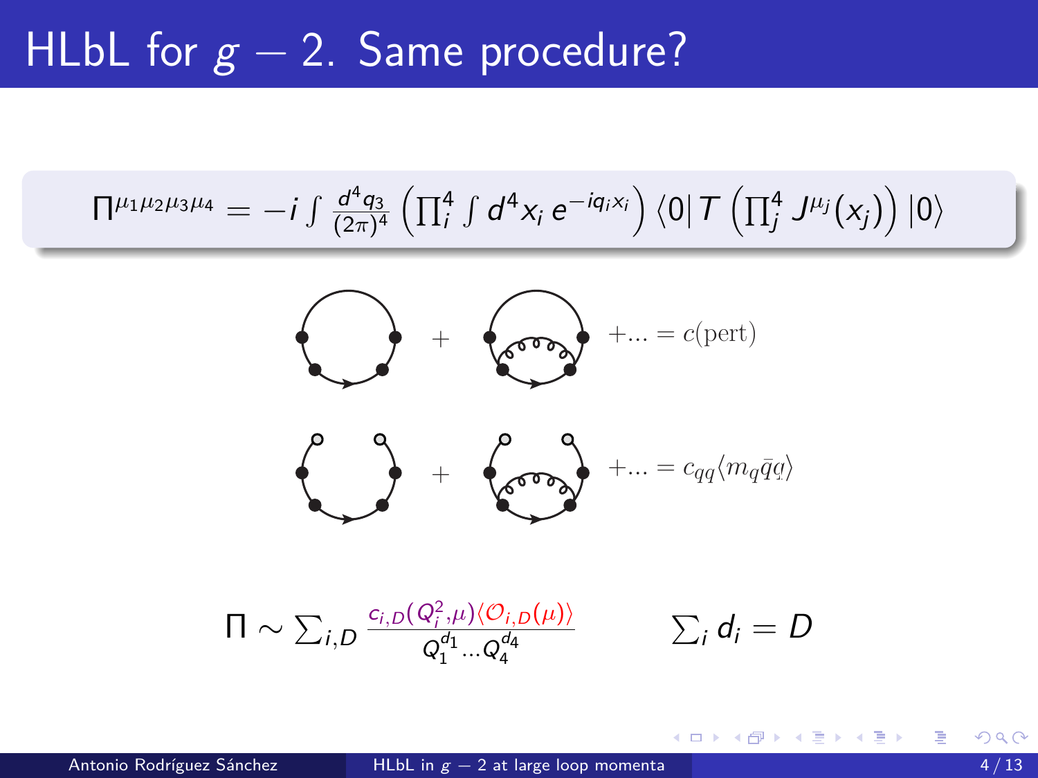# HLbL for $g-2$. Same procedure?

$$\Pi^{\mu_1\mu_2\mu_3\mu_4} = -i\int \frac{d^4q_3}{(2\pi)^4}\left(\prod_i^4 \int d^4x_i\, e^{-iq_ix_i}\right)\langle 0|\, T\left(\prod_j^4 J^{\mu_j}(x_j)\right)|0\rangle$$

$$+ \ldots = c(\text{pert})$$

$$+ \ldots = c_{qq}\langle m_q\bar{q}q\rangle$$

$$\Pi \sim \sum_{i,D} \frac{c_{i,D}(Q_i^2,\mu)\langle \mathcal{O}_{i,D}(\mu)\rangle}{Q_1^{d_1}\ldots Q_4^{d_4}} \qquad \sum_i d_i = D$$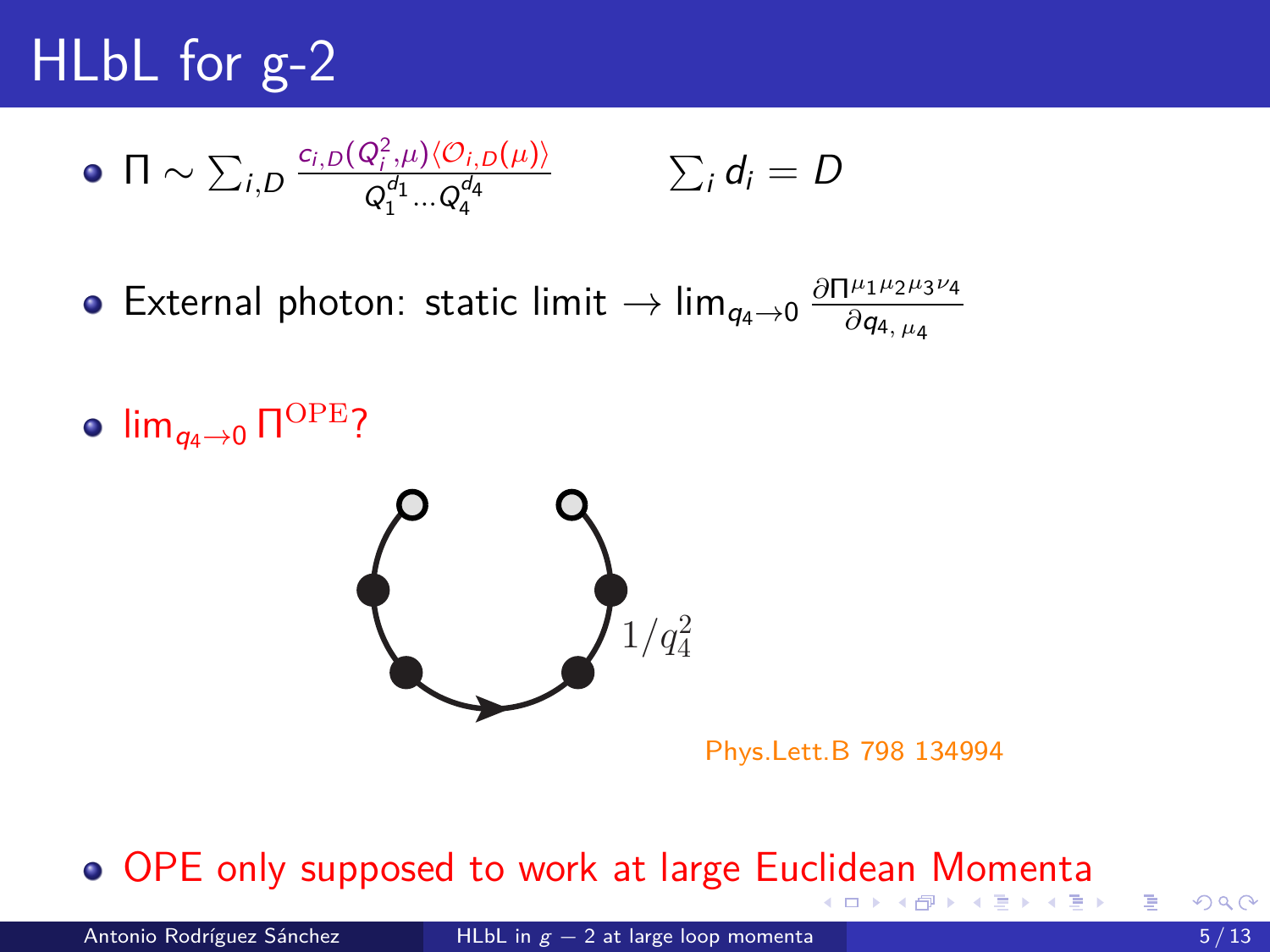# HLbL for g-2

- $\Pi \sim \sum_{i,D} \frac{c_{i,D}(Q_i^2,\mu)\langle\mathcal{O}_{i,D}(\mu)\rangle}{Q_1^{d_1}\ldots Q_4^{d_4}}$ $\qquad \sum_i d_i = D$

- External photon: static limit $\rightarrow \lim_{q_4\to 0} \frac{\partial \Pi^{\mu_1\mu_2\mu_3\nu_4}}{\partial q_{4,\,\mu_4}}$

- $\lim_{q_4\to 0} \Pi^{\rm OPE}$?

$1/q_4^2$

Phys.Lett.B 798 134994

- OPE only supposed to work at large Euclidean Momenta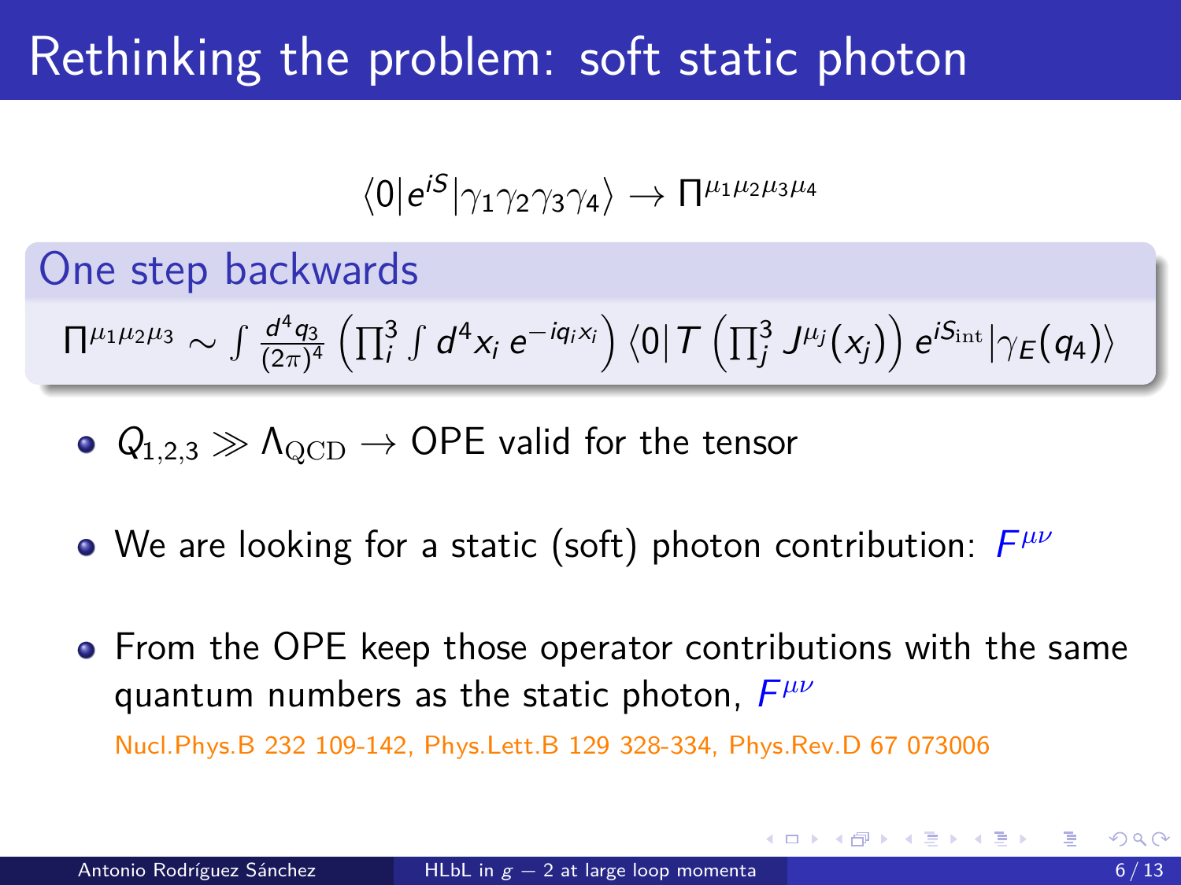# Rethinking the problem: soft static photon

$$\langle 0 | e^{iS} | \gamma_1 \gamma_2 \gamma_3 \gamma_4 \rangle \to \Pi^{\mu_1\mu_2\mu_3\mu_4}$$

## One step backwards

$$\Pi^{\mu_1\mu_2\mu_3} \sim \int \frac{d^4 q_3}{(2\pi)^4} \left( \prod_i^3 \int d^4 x_i \, e^{-iq_i x_i} \right) \langle 0 | T \left( \prod_j^3 J^{\mu_j}(x_j) \right) e^{iS_{\text{int}}} | \gamma_E(q_4) \rangle$$

- $Q_{1,2,3} \gg \Lambda_{\text{QCD}} \to$ OPE valid for the tensor
- We are looking for a static (soft) photon contribution: $F^{\mu\nu}$
- From the OPE keep those operator contributions with the same quantum numbers as the static photon, $F^{\mu\nu}$

  Nucl.Phys.B 232 109-142, Phys.Lett.B 129 328-334, Phys.Rev.D 67 073006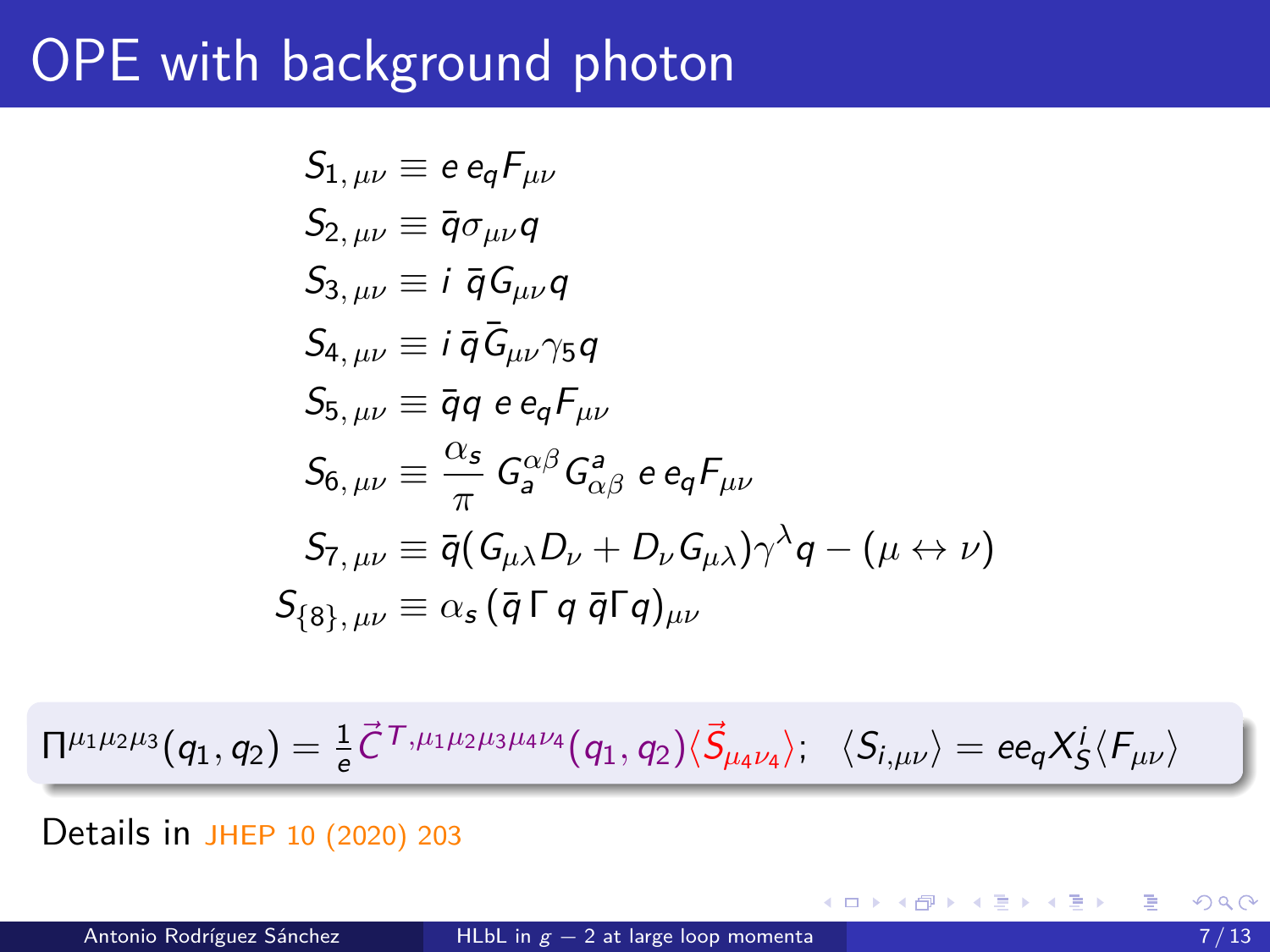# OPE with background photon

$$
\begin{aligned}
S_{1,\,\mu\nu} &\equiv e\, e_q F_{\mu\nu} \\
S_{2,\,\mu\nu} &\equiv \bar{q}\sigma_{\mu\nu} q \\
S_{3,\,\mu\nu} &\equiv i\ \bar{q} G_{\mu\nu} q \\
S_{4,\,\mu\nu} &\equiv i\, \bar{q} \bar{G}_{\mu\nu}\gamma_5 q \\
S_{5,\,\mu\nu} &\equiv \bar{q}q\ e\, e_q F_{\mu\nu} \\
S_{6,\,\mu\nu} &\equiv \frac{\alpha_s}{\pi}\, G_a^{\alpha\beta} G^a_{\alpha\beta}\ e\, e_q F_{\mu\nu} \\
S_{7,\,\mu\nu} &\equiv \bar{q}(G_{\mu\lambda} D_\nu + D_\nu G_{\mu\lambda})\gamma^\lambda q - (\mu \leftrightarrow \nu) \\
S_{\{8\},\,\mu\nu} &\equiv \alpha_s\, (\bar{q}\,\Gamma\, q\ \bar{q}\Gamma q)_{\mu\nu}
\end{aligned}
$$

$$
\Pi^{\mu_1\mu_2\mu_3}(q_1, q_2) = \frac{1}{e}\vec{C}^{\,T,\mu_1\mu_2\mu_3\mu_4\nu_4}(q_1, q_2)\langle \vec{S}_{\mu_4\nu_4}\rangle; \quad \langle S_{i,\mu\nu}\rangle = e e_q X_S^i \langle F_{\mu\nu}\rangle
$$

Details in JHEP 10 (2020) 203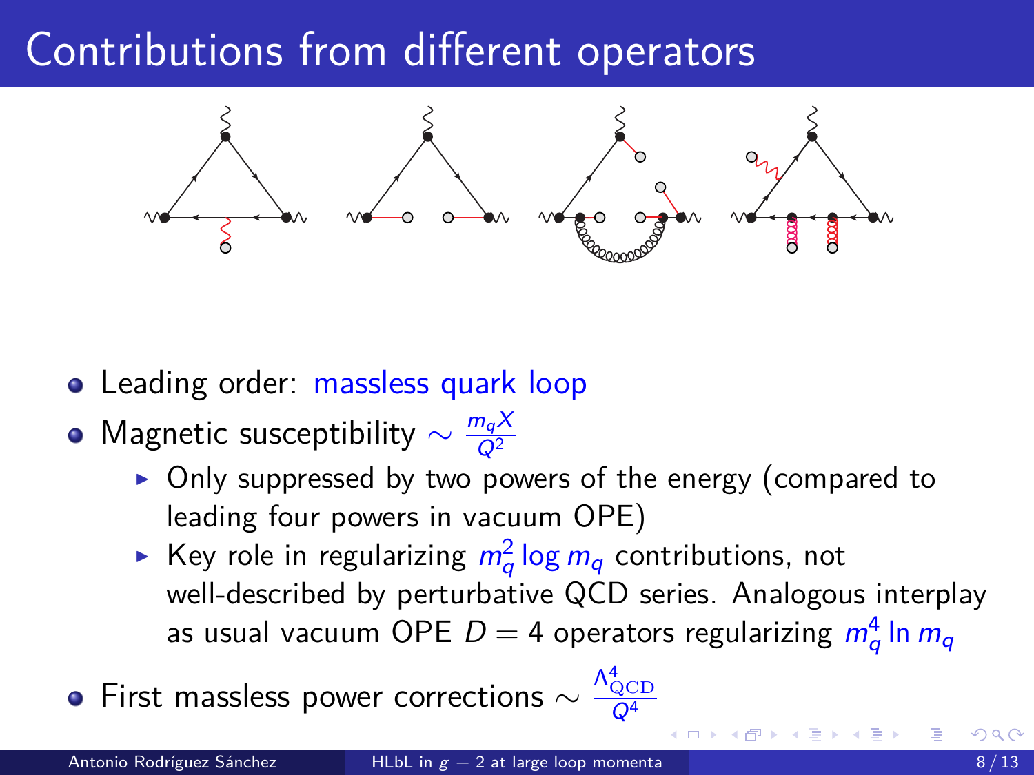# Contributions from different operators

- Leading order: massless quark loop
- Magnetic susceptibility $\sim \frac{m_q X}{Q^2}$
  - Only suppressed by two powers of the energy (compared to leading four powers in vacuum OPE)
  - Key role in regularizing $m_q^2 \log m_q$ contributions, not well-described by perturbative QCD series. Analogous interplay as usual vacuum OPE $D = 4$ operators regularizing $m_q^4 \ln m_q$
- First massless power corrections $\sim \frac{\Lambda^4_{\mathrm{QCD}}}{Q^4}$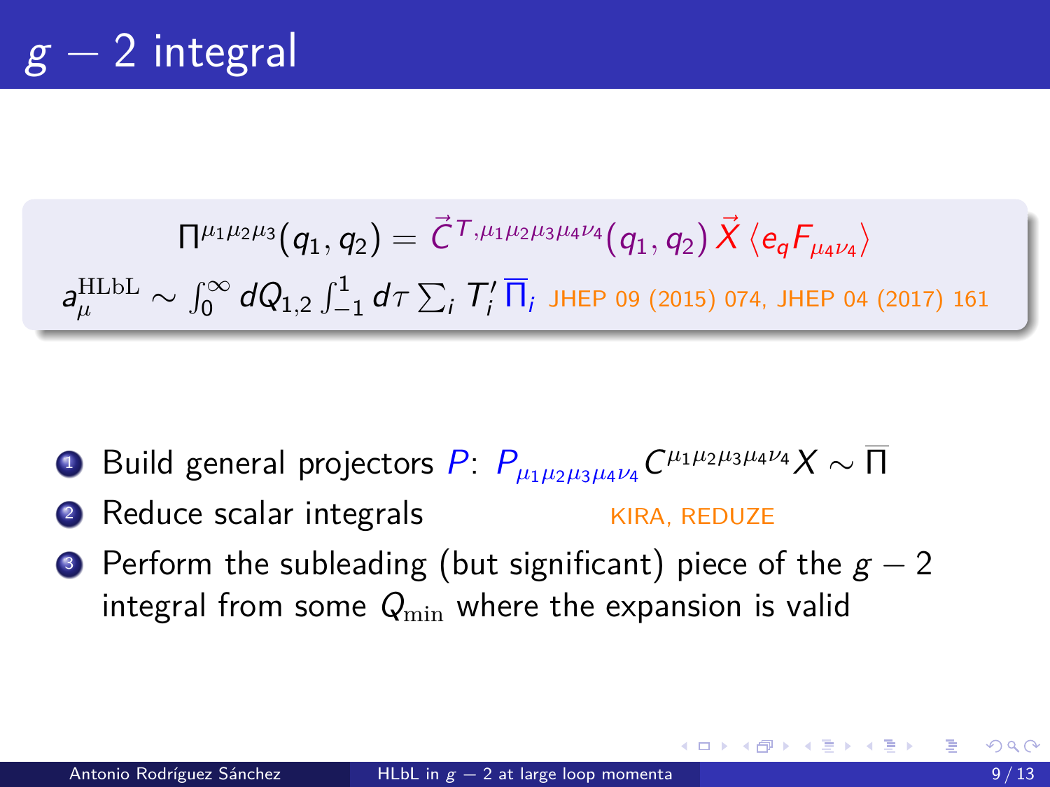# $g-2$ integral

$$\Pi^{\mu_1\mu_2\mu_3}(q_1,q_2) = \vec{C}^{T,\mu_1\mu_2\mu_3\mu_4\nu_4}(q_1,q_2)\,\vec{X}\,\langle e_q F_{\mu_4\nu_4}\rangle$$

$$a_\mu^{\mathrm{HLbL}} \sim \int_0^\infty dQ_{1,2} \int_{-1}^{1} d\tau \sum_i T_i' \,\overline{\Pi}_i$$ JHEP 09 (2015) 074, JHEP 04 (2017) 161

1. Build general projectors $P$: $P_{\mu_1\mu_2\mu_3\mu_4\nu_4} C^{\mu_1\mu_2\mu_3\mu_4\nu_4} X \sim \overline{\Pi}$
2. Reduce scalar integrals — KIRA, REDUZE
3. Perform the subleading (but significant) piece of the $g-2$ integral from some $Q_{\mathrm{min}}$ where the expansion is valid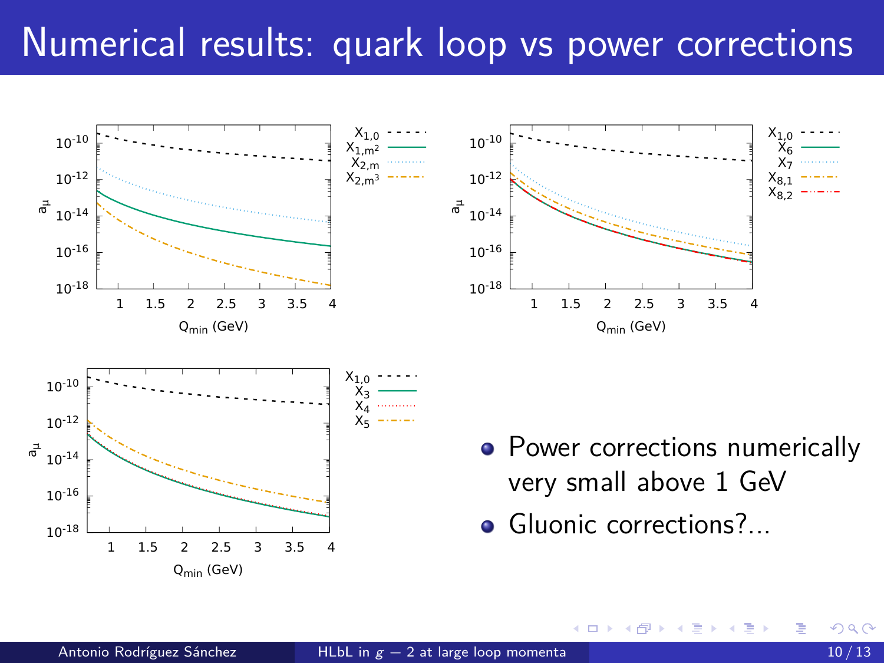# Numerical results: quark loop vs power corrections

- Power corrections numerically very small above 1 GeV
- Gluonic corrections?...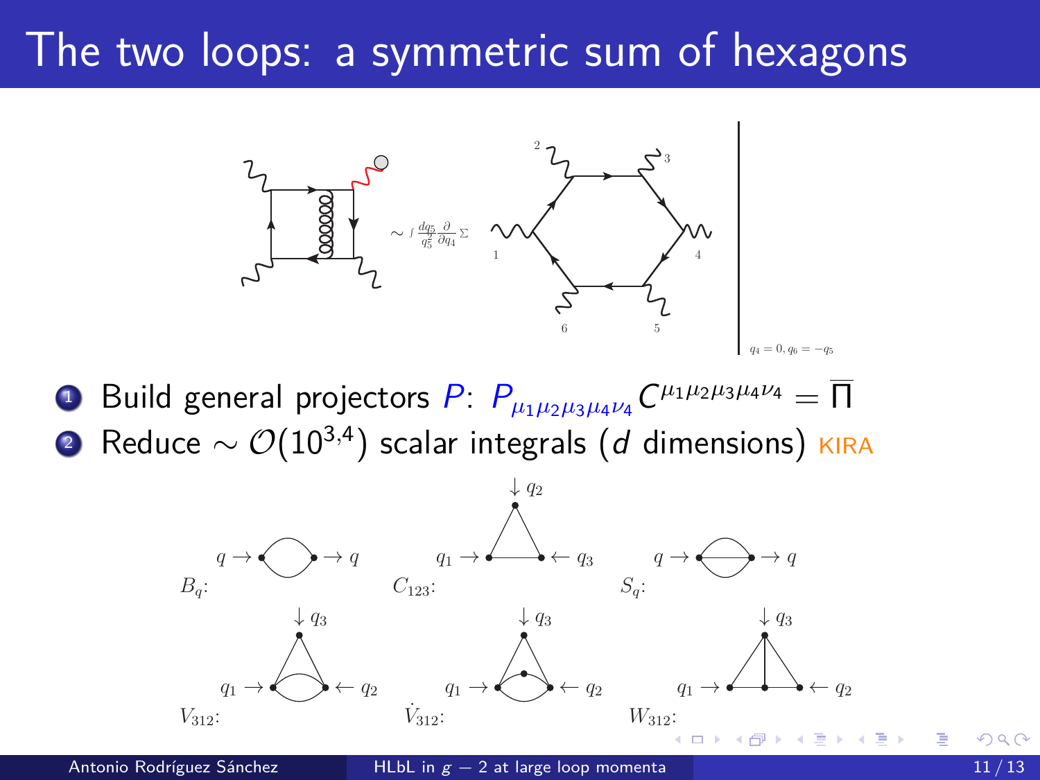# The two loops: a symmetric sum of hexagons

$\sim \int \frac{dq_5}{q_5^2} \frac{\partial}{\partial q_4} \Sigma$

$q_4 = 0, q_6 = -q_5$

1. Build general projectors $P$: $P_{\mu_1\mu_2\mu_3\mu_4\nu_4} C^{\mu_1\mu_2\mu_3\mu_4\nu_4} = \overline{\Pi}$
2. Reduce $\sim \mathcal{O}(10^{3,4})$ scalar integrals ($d$ dimensions) KIRA

$B_q$: $q \rightarrow$ $\rightarrow q$

$C_{123}$: $\downarrow q_2$, $q_1 \rightarrow$, $\leftarrow q_3$

$S_q$: $q \rightarrow$ $\rightarrow q$

$V_{312}$: $\downarrow q_3$, $q_1 \rightarrow$, $\leftarrow q_2$

$\dot{V}_{312}$: $\downarrow q_3$, $q_1 \rightarrow$, $\leftarrow q_2$

$W_{312}$: $\downarrow q_3$, $q_1 \rightarrow$, $\leftarrow q_2$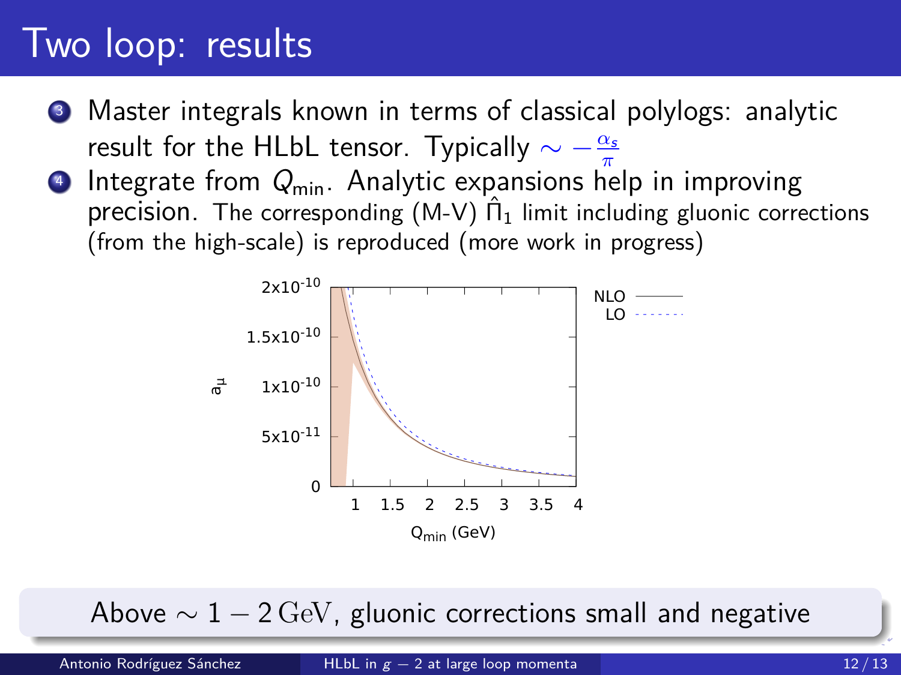# Two loop: results

3. Master integrals known in terms of classical polylogs: analytic result for the HLbL tensor. Typically $\sim -\frac{\alpha_s}{\pi}$
4. Integrate from $Q_{\text{min}}$. Analytic expansions help in improving precision. The corresponding (M-V) $\hat{\Pi}_1$ limit including gluonic corrections (from the high-scale) is reproduced (more work in progress)

Above $\sim 1 - 2\,\text{GeV}$, gluonic corrections small and negative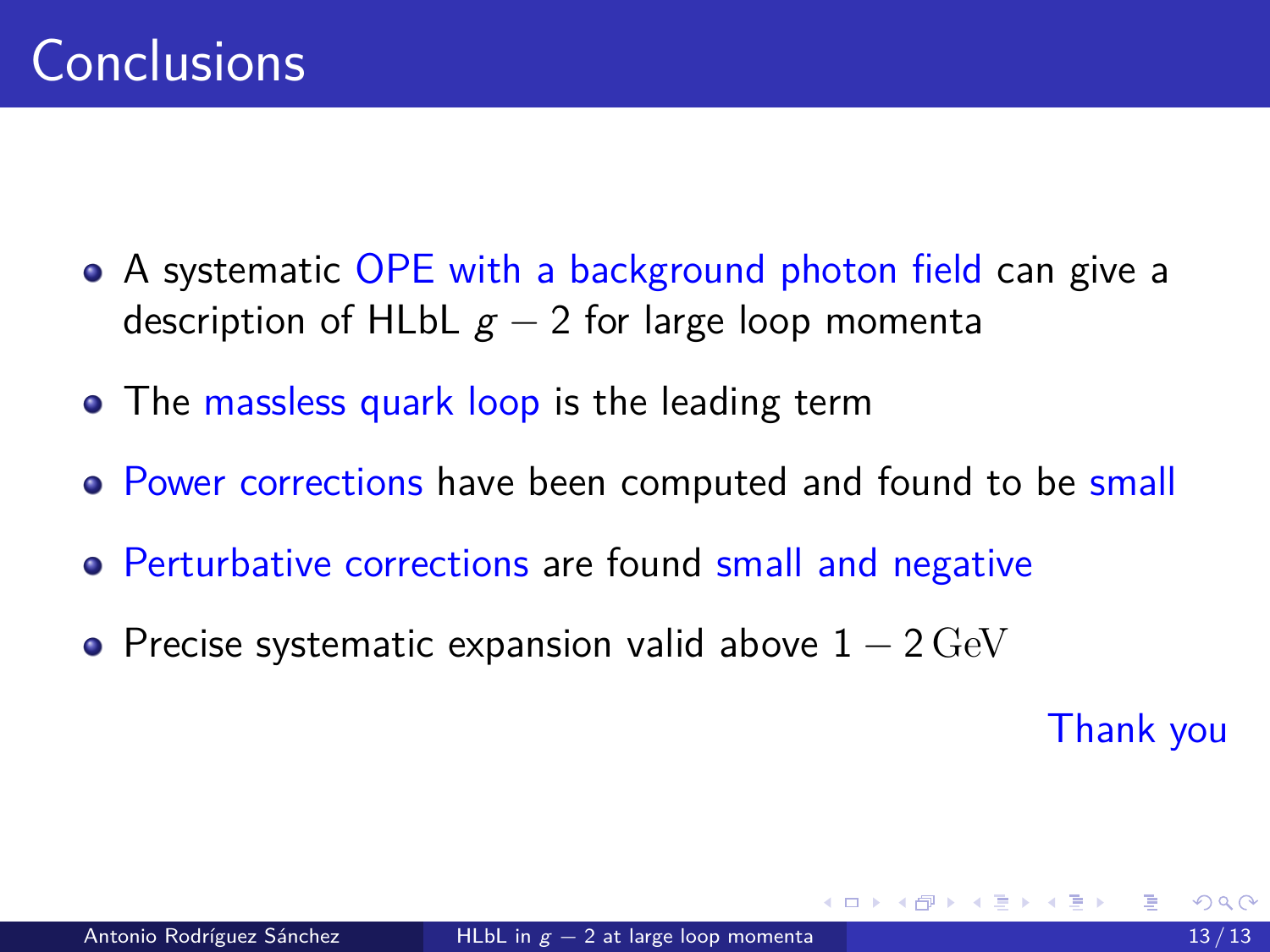# Conclusions

- A systematic OPE with a background photon field can give a description of HLbL $g-2$ for large loop momenta
- The massless quark loop is the leading term
- Power corrections have been computed and found to be small
- Perturbative corrections are found small and negative
- Precise systematic expansion valid above $1-2\,\mathrm{GeV}$

Thank you